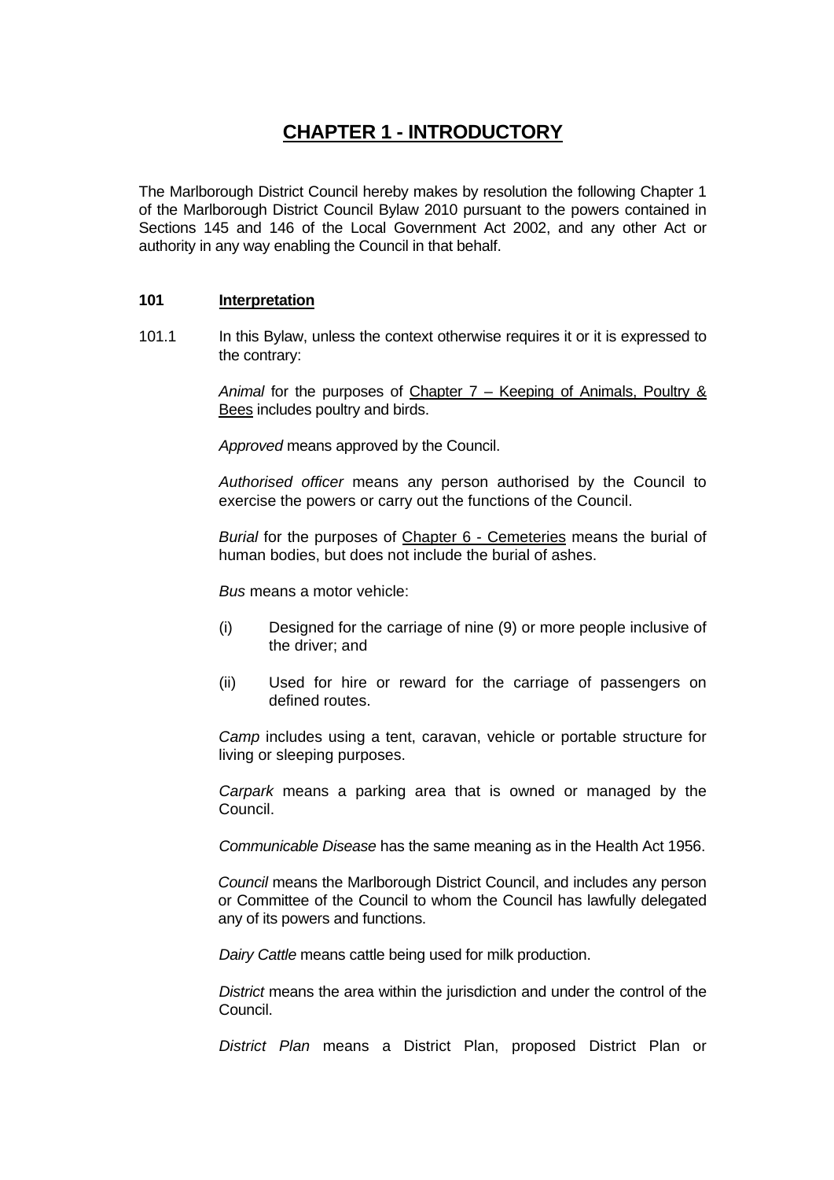# CHAPTER 1 - INTRODUCTORY

The Marlborough District Council hereby makes by resolution the following Chapter 1 of the Marlborough District Council Bylaw 2010 pursuant to the powers contained in Sections 145 and 146 of the Local Government Act 2002, and any other Act or authority in any way enabling the Council in that behalf.

## 101 Interpretation

101.1 In this Bylaw, unless the context otherwise requires it or it is expressed to the contrary:

*Animal* for the purposes of Chapter 7 – Keeping of Animals, Poultry & Bees includes poultry and birds.

*Approved* means approved by the Council.

*Authorised officer* means any person authorised by the Council to exercise the powers or carry out the functions of the Council.

*Burial* for the purposes of Chapter 6 - Cemeteries means the burial of human bodies, but does not include the burial of ashes.

*Bus* means a motor vehicle:

(i) Designed for the carriage of nine (9) or more people inclusive of the driver; and

(ii) Used for hire or reward for the carriage of passengers on defined routes.

*Camp* includes using a tent, caravan, vehicle or portable structure for living or sleeping purposes.

*Carpark* means a parking area that is owned or managed by the Council.

*Communicable Disease* has the same meaning as in the Health Act 1956.

*Council* means the Marlborough District Council, and includes any person or Committee of the Council to whom the Council has lawfully delegated any of its powers and functions.

*Dairy Cattle* means cattle being used for milk production.

*District* means the area within the jurisdiction and under the control of the Council.

*District Plan* means a District Plan, proposed District Plan or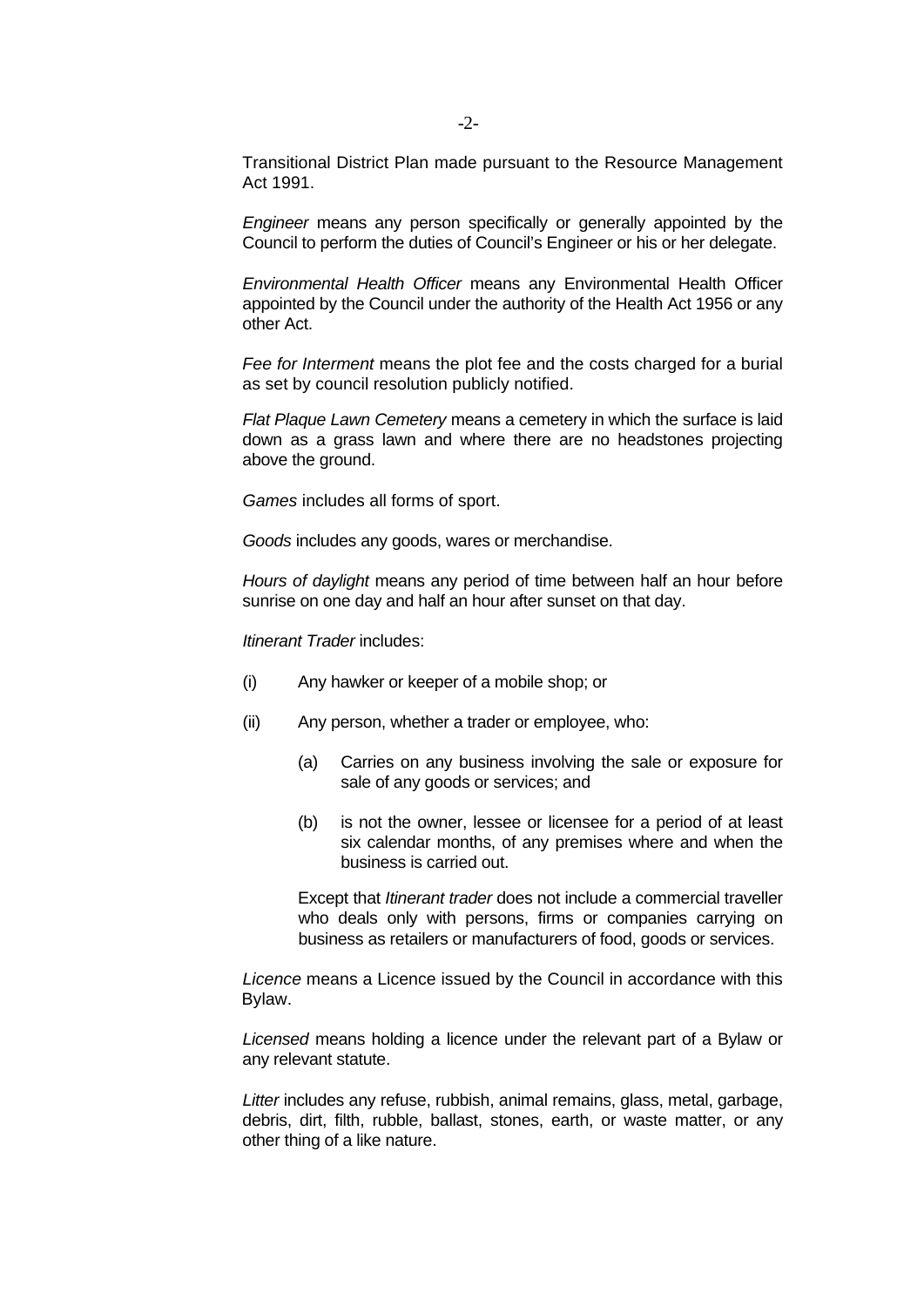Transitional District Plan made pursuant to the Resource Management Act 1991.

*Engineer* means any person specifically or generally appointed by the Council to perform the duties of Council's Engineer or his or her delegate.

*Environmental Health Officer* means any Environmental Health Officer appointed by the Council under the authority of the Health Act 1956 or any other Act.

*Fee for Interment* means the plot fee and the costs charged for a burial as set by council resolution publicly notified.

*Flat Plaque Lawn Cemetery* means a cemetery in which the surface is laid down as a grass lawn and where there are no headstones projecting above the ground.

*Games* includes all forms of sport.

*Goods* includes any goods, wares or merchandise.

*Hours of daylight* means any period of time between half an hour before sunrise on one day and half an hour after sunset on that day.

*Itinerant Trader* includes:

(i) Any hawker or keeper of a mobile shop; or

(ii) Any person, whether a trader or employee, who:

 (a) Carries on any business involving the sale or exposure for sale of any goods or services; and

 (b) is not the owner, lessee or licensee for a period of at least six calendar months, of any premises where and when the business is carried out.

 Except that *Itinerant trader* does not include a commercial traveller who deals only with persons, firms or companies carrying on business as retailers or manufacturers of food, goods or services.

*Licence* means a Licence issued by the Council in accordance with this Bylaw.

*Licensed* means holding a licence under the relevant part of a Bylaw or any relevant statute.

*Litter* includes any refuse, rubbish, animal remains, glass, metal, garbage, debris, dirt, filth, rubble, ballast, stones, earth, or waste matter, or any other thing of a like nature.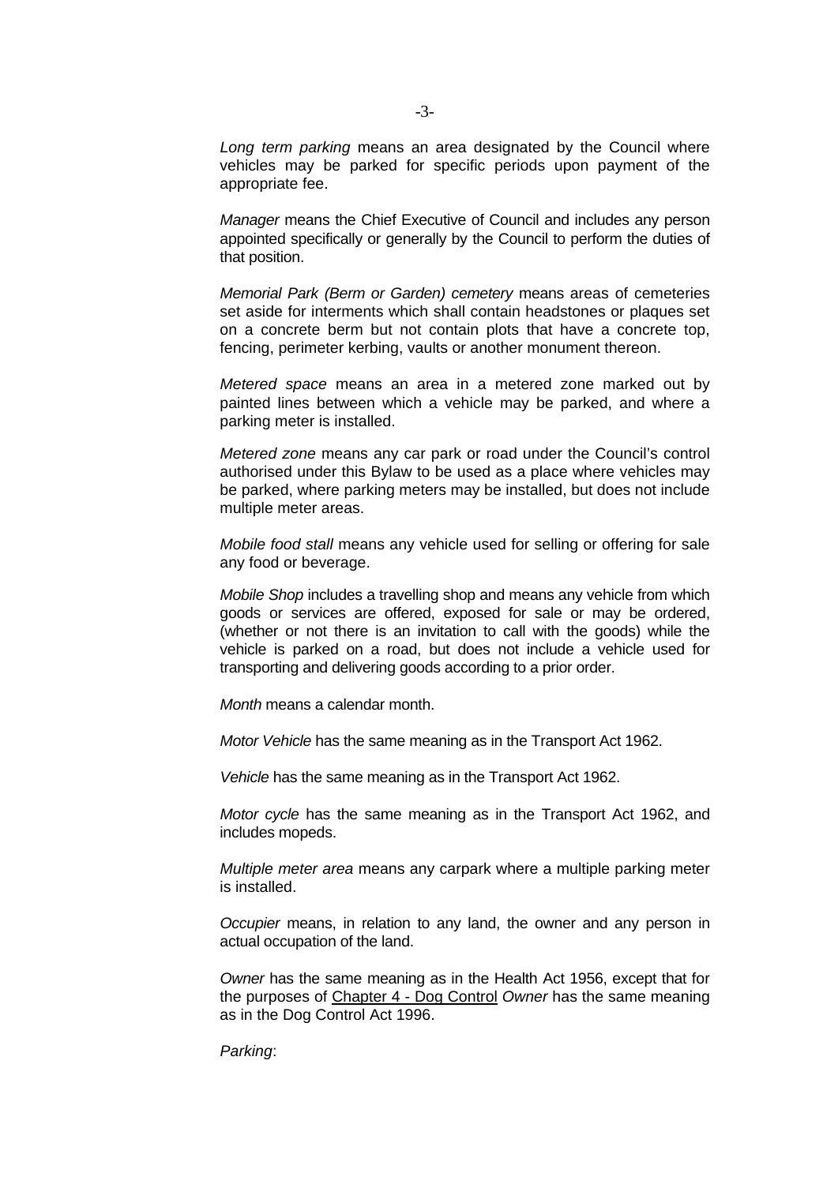*Long term parking* means an area designated by the Council where vehicles may be parked for specific periods upon payment of the appropriate fee.

*Manager* means the Chief Executive of Council and includes any person appointed specifically or generally by the Council to perform the duties of that position.

*Memorial Park (Berm or Garden) cemetery* means areas of cemeteries set aside for interments which shall contain headstones or plaques set on a concrete berm but not contain plots that have a concrete top, fencing, perimeter kerbing, vaults or another monument thereon.

*Metered space* means an area in a metered zone marked out by painted lines between which a vehicle may be parked, and where a parking meter is installed.

*Metered zone* means any car park or road under the Council's control authorised under this Bylaw to be used as a place where vehicles may be parked, where parking meters may be installed, but does not include multiple meter areas.

*Mobile food stall* means any vehicle used for selling or offering for sale any food or beverage.

*Mobile Shop* includes a travelling shop and means any vehicle from which goods or services are offered, exposed for sale or may be ordered, (whether or not there is an invitation to call with the goods) while the vehicle is parked on a road, but does not include a vehicle used for transporting and delivering goods according to a prior order.

*Month* means a calendar month.

*Motor Vehicle* has the same meaning as in the Transport Act 1962.

*Vehicle* has the same meaning as in the Transport Act 1962.

*Motor cycle* has the same meaning as in the Transport Act 1962, and includes mopeds.

*Multiple meter area* means any carpark where a multiple parking meter is installed.

*Occupier* means, in relation to any land, the owner and any person in actual occupation of the land.

*Owner* has the same meaning as in the Health Act 1956, except that for the purposes of Chapter 4 - Dog Control *Owner* has the same meaning as in the Dog Control Act 1996.

*Parking*: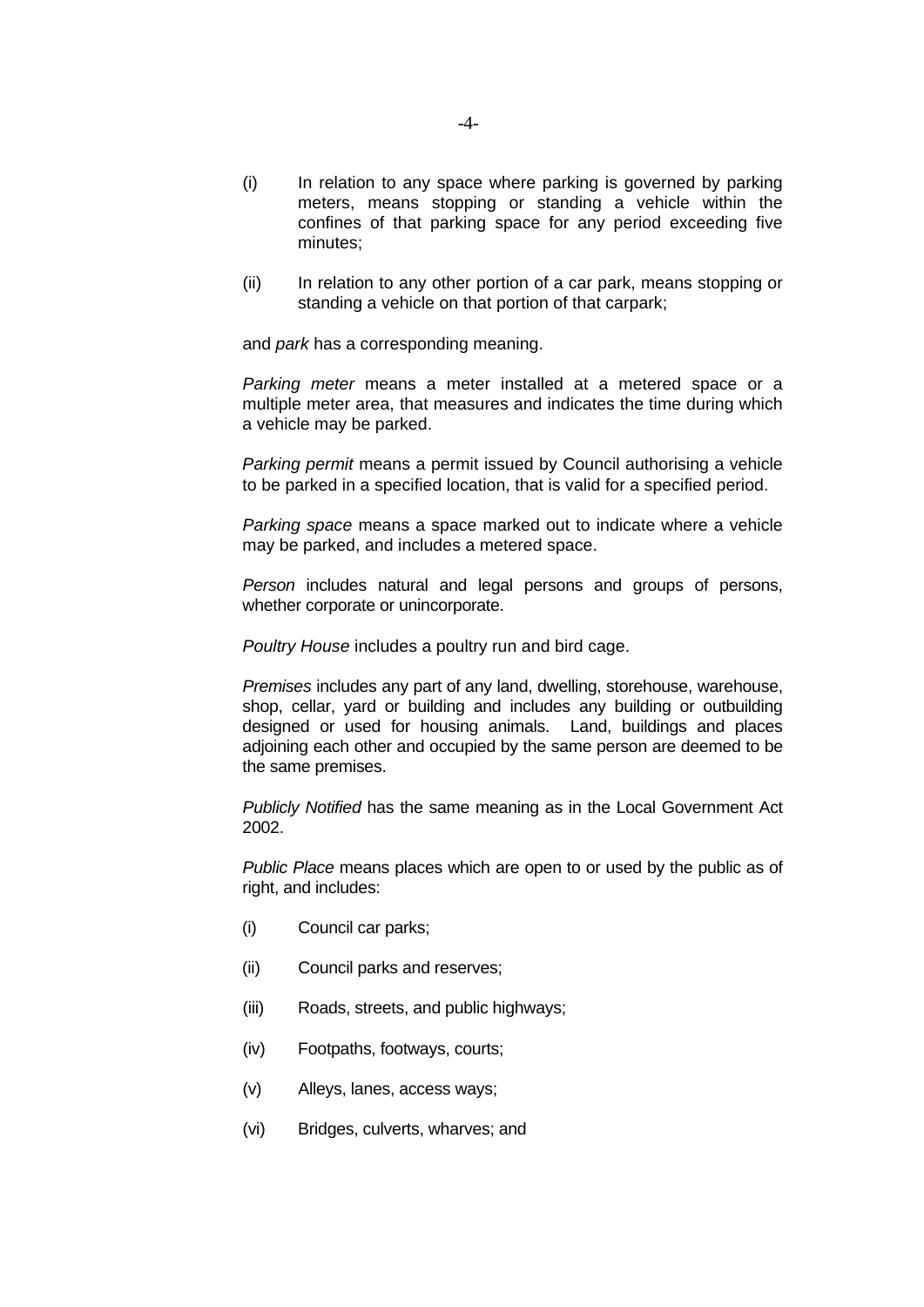(i) In relation to any space where parking is governed by parking meters, means stopping or standing a vehicle within the confines of that parking space for any period exceeding five minutes;

(ii) In relation to any other portion of a car park, means stopping or standing a vehicle on that portion of that carpark;

and *park* has a corresponding meaning.

*Parking meter* means a meter installed at a metered space or a multiple meter area, that measures and indicates the time during which a vehicle may be parked.

*Parking permit* means a permit issued by Council authorising a vehicle to be parked in a specified location, that is valid for a specified period.

*Parking space* means a space marked out to indicate where a vehicle may be parked, and includes a metered space.

*Person* includes natural and legal persons and groups of persons, whether corporate or unincorporate.

*Poultry House* includes a poultry run and bird cage.

*Premises* includes any part of any land, dwelling, storehouse, warehouse, shop, cellar, yard or building and includes any building or outbuilding designed or used for housing animals. Land, buildings and places adjoining each other and occupied by the same person are deemed to be the same premises.

*Publicly Notified* has the same meaning as in the Local Government Act 2002.

*Public Place* means places which are open to or used by the public as of right, and includes:

(i) Council car parks;

(ii) Council parks and reserves;

(iii) Roads, streets, and public highways;

(iv) Footpaths, footways, courts;

(v) Alleys, lanes, access ways;

(vi) Bridges, culverts, wharves; and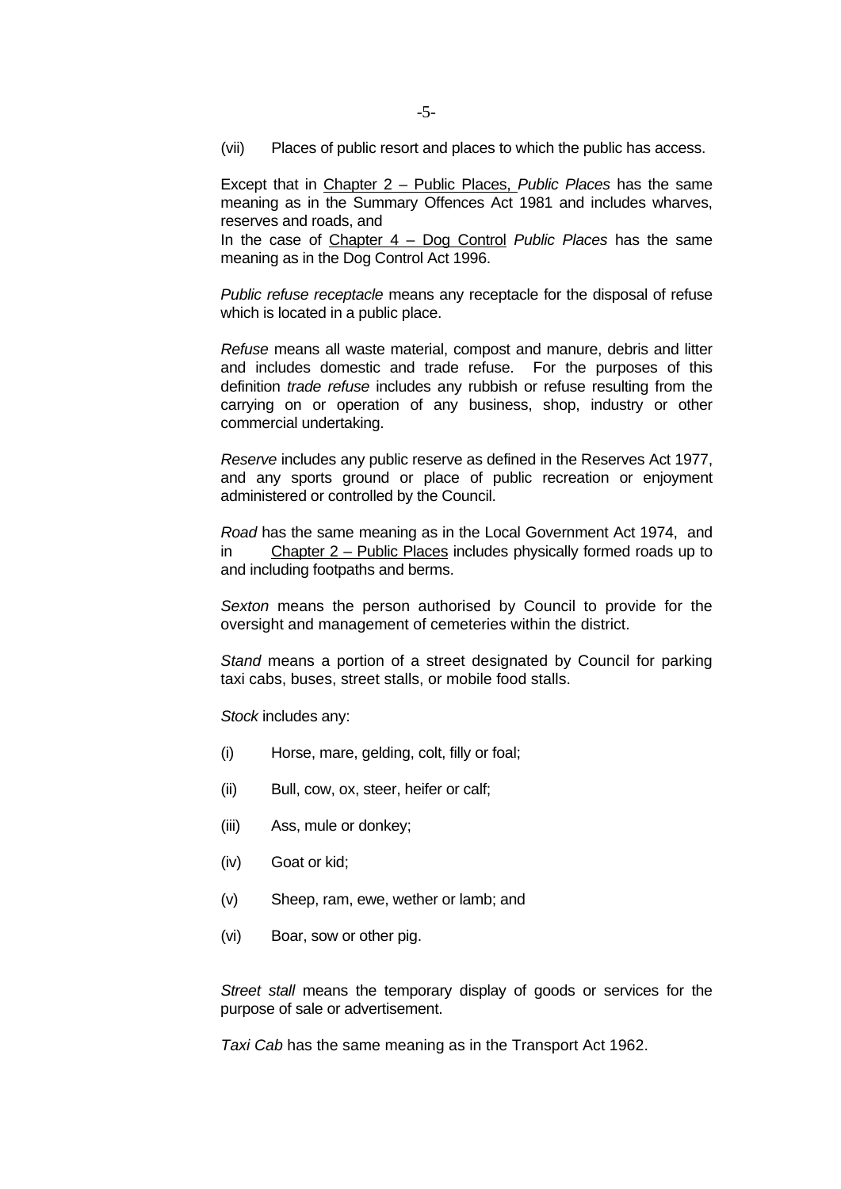(vii) Places of public resort and places to which the public has access.

Except that in Chapter 2 – Public Places, *Public Places* has the same meaning as in the Summary Offences Act 1981 and includes wharves, reserves and roads, and
In the case of Chapter 4 – Dog Control *Public Places* has the same meaning as in the Dog Control Act 1996.

*Public refuse receptacle* means any receptacle for the disposal of refuse which is located in a public place.

*Refuse* means all waste material, compost and manure, debris and litter and includes domestic and trade refuse. For the purposes of this definition *trade refuse* includes any rubbish or refuse resulting from the carrying on or operation of any business, shop, industry or other commercial undertaking.

*Reserve* includes any public reserve as defined in the Reserves Act 1977, and any sports ground or place of public recreation or enjoyment administered or controlled by the Council.

*Road* has the same meaning as in the Local Government Act 1974, and in Chapter 2 – Public Places includes physically formed roads up to and including footpaths and berms.

*Sexton* means the person authorised by Council to provide for the oversight and management of cemeteries within the district.

*Stand* means a portion of a street designated by Council for parking taxi cabs, buses, street stalls, or mobile food stalls.

*Stock* includes any:

(i) Horse, mare, gelding, colt, filly or foal;

(ii) Bull, cow, ox, steer, heifer or calf;

(iii) Ass, mule or donkey;

(iv) Goat or kid;

(v) Sheep, ram, ewe, wether or lamb; and

(vi) Boar, sow or other pig.

*Street stall* means the temporary display of goods or services for the purpose of sale or advertisement.

*Taxi Cab* has the same meaning as in the Transport Act 1962.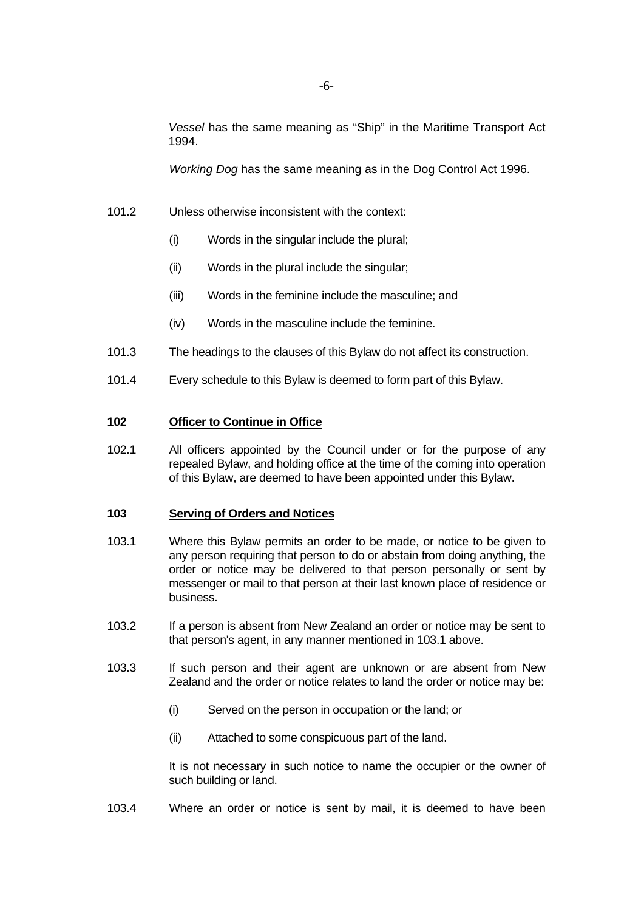*Vessel* has the same meaning as “Ship” in the Maritime Transport Act 1994.

*Working Dog* has the same meaning as in the Dog Control Act 1996.

101.2 Unless otherwise inconsistent with the context:

(i) Words in the singular include the plural;

(ii) Words in the plural include the singular;

(iii) Words in the feminine include the masculine; and

(iv) Words in the masculine include the feminine.

101.3 The headings to the clauses of this Bylaw do not affect its construction.

101.4 Every schedule to this Bylaw is deemed to form part of this Bylaw.

## 102 Officer to Continue in Office

102.1 All officers appointed by the Council under or for the purpose of any repealed Bylaw, and holding office at the time of the coming into operation of this Bylaw, are deemed to have been appointed under this Bylaw.

## 103 Serving of Orders and Notices

103.1 Where this Bylaw permits an order to be made, or notice to be given to any person requiring that person to do or abstain from doing anything, the order or notice may be delivered to that person personally or sent by messenger or mail to that person at their last known place of residence or business.

103.2 If a person is absent from New Zealand an order or notice may be sent to that person's agent, in any manner mentioned in 103.1 above.

103.3 If such person and their agent are unknown or are absent from New Zealand and the order or notice relates to land the order or notice may be:

(i) Served on the person in occupation or the land; or

(ii) Attached to some conspicuous part of the land.

It is not necessary in such notice to name the occupier or the owner of such building or land.

103.4 Where an order or notice is sent by mail, it is deemed to have been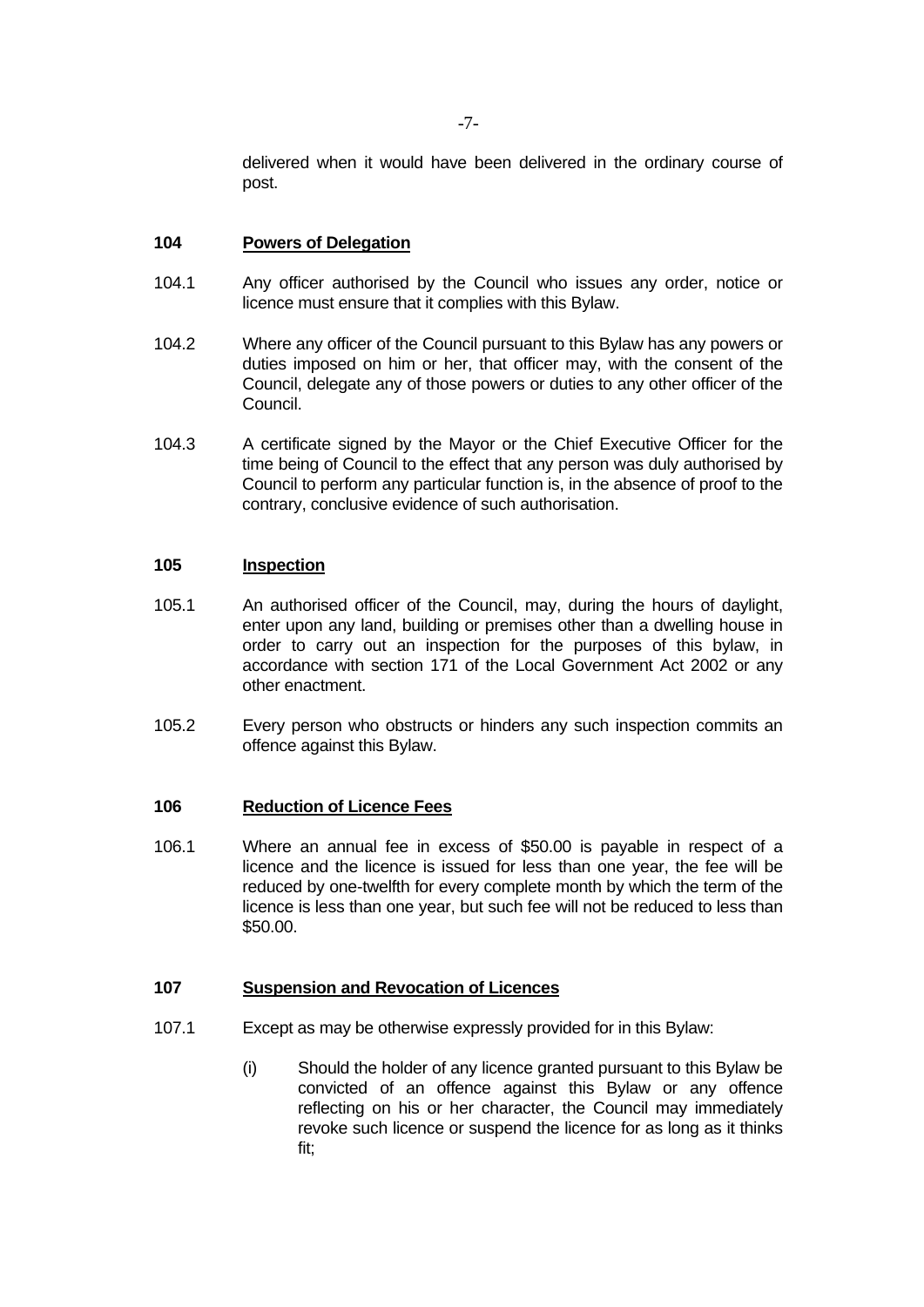delivered when it would have been delivered in the ordinary course of post.

## 104 Powers of Delegation

104.1 Any officer authorised by the Council who issues any order, notice or licence must ensure that it complies with this Bylaw.

104.2 Where any officer of the Council pursuant to this Bylaw has any powers or duties imposed on him or her, that officer may, with the consent of the Council, delegate any of those powers or duties to any other officer of the Council.

104.3 A certificate signed by the Mayor or the Chief Executive Officer for the time being of Council to the effect that any person was duly authorised by Council to perform any particular function is, in the absence of proof to the contrary, conclusive evidence of such authorisation.

## 105 Inspection

105.1 An authorised officer of the Council, may, during the hours of daylight, enter upon any land, building or premises other than a dwelling house in order to carry out an inspection for the purposes of this bylaw, in accordance with section 171 of the Local Government Act 2002 or any other enactment.

105.2 Every person who obstructs or hinders any such inspection commits an offence against this Bylaw.

## 106 Reduction of Licence Fees

106.1 Where an annual fee in excess of $50.00 is payable in respect of a licence and the licence is issued for less than one year, the fee will be reduced by one-twelfth for every complete month by which the term of the licence is less than one year, but such fee will not be reduced to less than $50.00.

## 107 Suspension and Revocation of Licences

107.1 Except as may be otherwise expressly provided for in this Bylaw:

(i) Should the holder of any licence granted pursuant to this Bylaw be convicted of an offence against this Bylaw or any offence reflecting on his or her character, the Council may immediately revoke such licence or suspend the licence for as long as it thinks fit;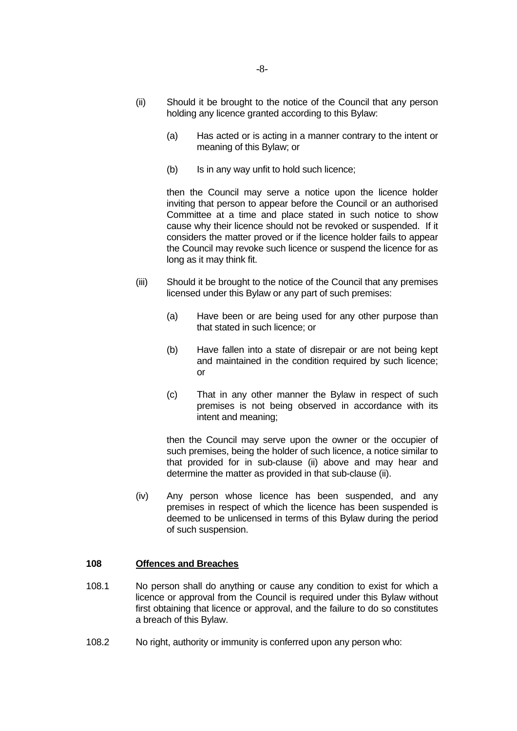(ii) Should it be brought to the notice of the Council that any person holding any licence granted according to this Bylaw:

   (a) Has acted or is acting in a manner contrary to the intent or meaning of this Bylaw; or

   (b) Is in any way unfit to hold such licence;

   then the Council may serve a notice upon the licence holder inviting that person to appear before the Council or an authorised Committee at a time and place stated in such notice to show cause why their licence should not be revoked or suspended. If it considers the matter proved or if the licence holder fails to appear the Council may revoke such licence or suspend the licence for as long as it may think fit.

(iii) Should it be brought to the notice of the Council that any premises licensed under this Bylaw or any part of such premises:

   (a) Have been or are being used for any other purpose than that stated in such licence; or

   (b) Have fallen into a state of disrepair or are not being kept and maintained in the condition required by such licence; or

   (c) That in any other manner the Bylaw in respect of such premises is not being observed in accordance with its intent and meaning;

   then the Council may serve upon the owner or the occupier of such premises, being the holder of such licence, a notice similar to that provided for in sub-clause (ii) above and may hear and determine the matter as provided in that sub-clause (ii).

(iv) Any person whose licence has been suspended, and any premises in respect of which the licence has been suspended is deemed to be unlicensed in terms of this Bylaw during the period of such suspension.

## 108 Offences and Breaches

108.1 No person shall do anything or cause any condition to exist for which a licence or approval from the Council is required under this Bylaw without first obtaining that licence or approval, and the failure to do so constitutes a breach of this Bylaw.

108.2 No right, authority or immunity is conferred upon any person who: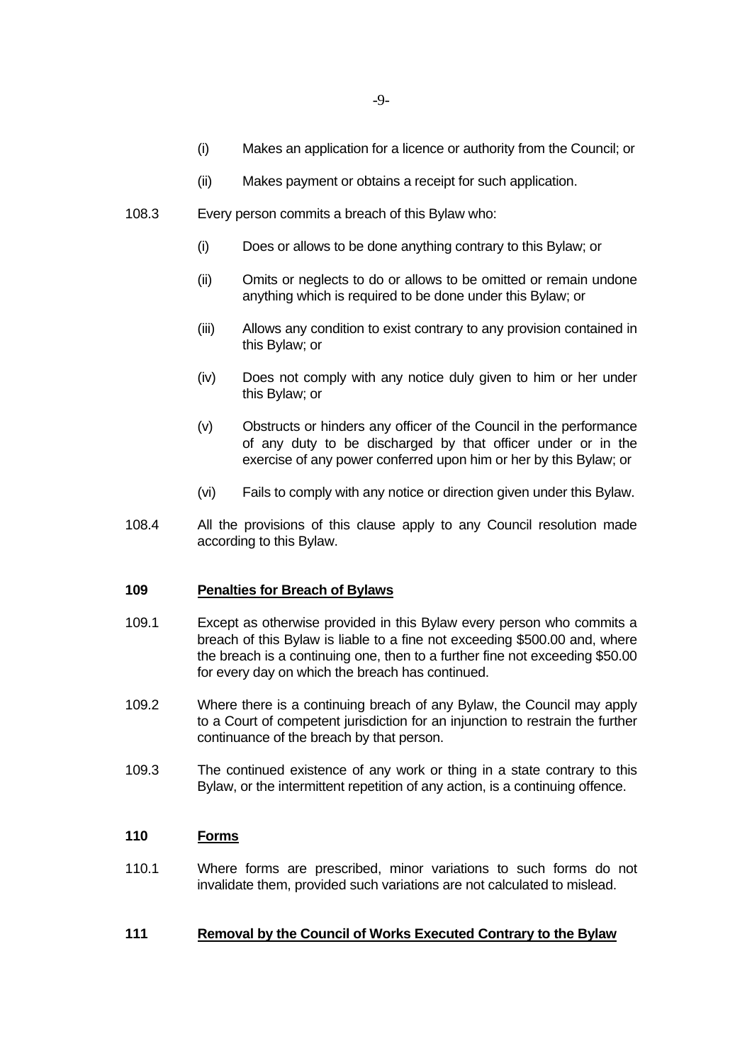(i) Makes an application for a licence or authority from the Council; or

(ii) Makes payment or obtains a receipt for such application.

108.3 Every person commits a breach of this Bylaw who:

(i) Does or allows to be done anything contrary to this Bylaw; or

(ii) Omits or neglects to do or allows to be omitted or remain undone anything which is required to be done under this Bylaw; or

(iii) Allows any condition to exist contrary to any provision contained in this Bylaw; or

(iv) Does not comply with any notice duly given to him or her under this Bylaw; or

(v) Obstructs or hinders any officer of the Council in the performance of any duty to be discharged by that officer under or in the exercise of any power conferred upon him or her by this Bylaw; or

(vi) Fails to comply with any notice or direction given under this Bylaw.

108.4 All the provisions of this clause apply to any Council resolution made according to this Bylaw.

**109 Penalties for Breach of Bylaws**

109.1 Except as otherwise provided in this Bylaw every person who commits a breach of this Bylaw is liable to a fine not exceeding $500.00 and, where the breach is a continuing one, then to a further fine not exceeding $50.00 for every day on which the breach has continued.

109.2 Where there is a continuing breach of any Bylaw, the Council may apply to a Court of competent jurisdiction for an injunction to restrain the further continuance of the breach by that person.

109.3 The continued existence of any work or thing in a state contrary to this Bylaw, or the intermittent repetition of any action, is a continuing offence.

**110 Forms**

110.1 Where forms are prescribed, minor variations to such forms do not invalidate them, provided such variations are not calculated to mislead.

**111 Removal by the Council of Works Executed Contrary to the Bylaw**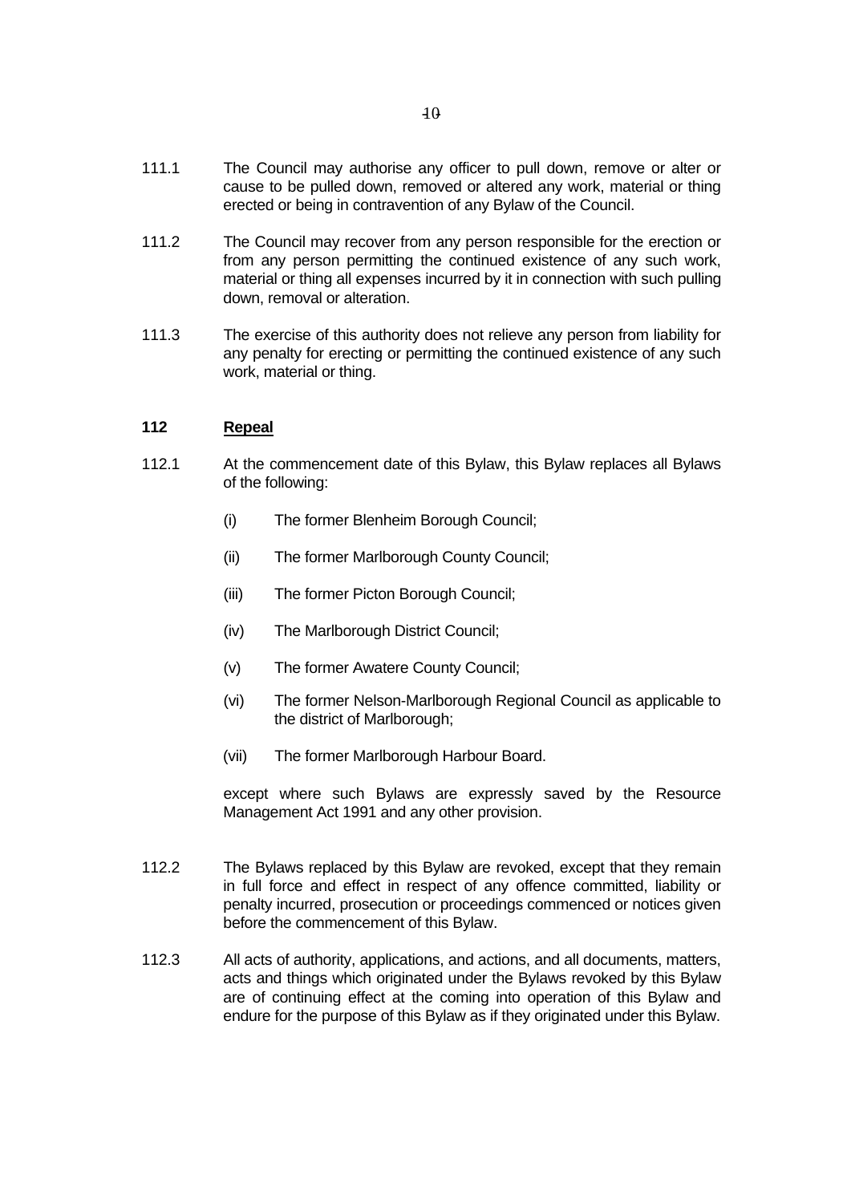111.1 The Council may authorise any officer to pull down, remove or alter or cause to be pulled down, removed or altered any work, material or thing erected or being in contravention of any Bylaw of the Council.

111.2 The Council may recover from any person responsible for the erection or from any person permitting the continued existence of any such work, material or thing all expenses incurred by it in connection with such pulling down, removal or alteration.

111.3 The exercise of this authority does not relieve any person from liability for any penalty for erecting or permitting the continued existence of any such work, material or thing.

## 112 Repeal

112.1 At the commencement date of this Bylaw, this Bylaw replaces all Bylaws of the following:

(i) The former Blenheim Borough Council;

(ii) The former Marlborough County Council;

(iii) The former Picton Borough Council;

(iv) The Marlborough District Council;

(v) The former Awatere County Council;

(vi) The former Nelson-Marlborough Regional Council as applicable to the district of Marlborough;

(vii) The former Marlborough Harbour Board.

except where such Bylaws are expressly saved by the Resource Management Act 1991 and any other provision.

112.2 The Bylaws replaced by this Bylaw are revoked, except that they remain in full force and effect in respect of any offence committed, liability or penalty incurred, prosecution or proceedings commenced or notices given before the commencement of this Bylaw.

112.3 All acts of authority, applications, and actions, and all documents, matters, acts and things which originated under the Bylaws revoked by this Bylaw are of continuing effect at the coming into operation of this Bylaw and endure for the purpose of this Bylaw as if they originated under this Bylaw.